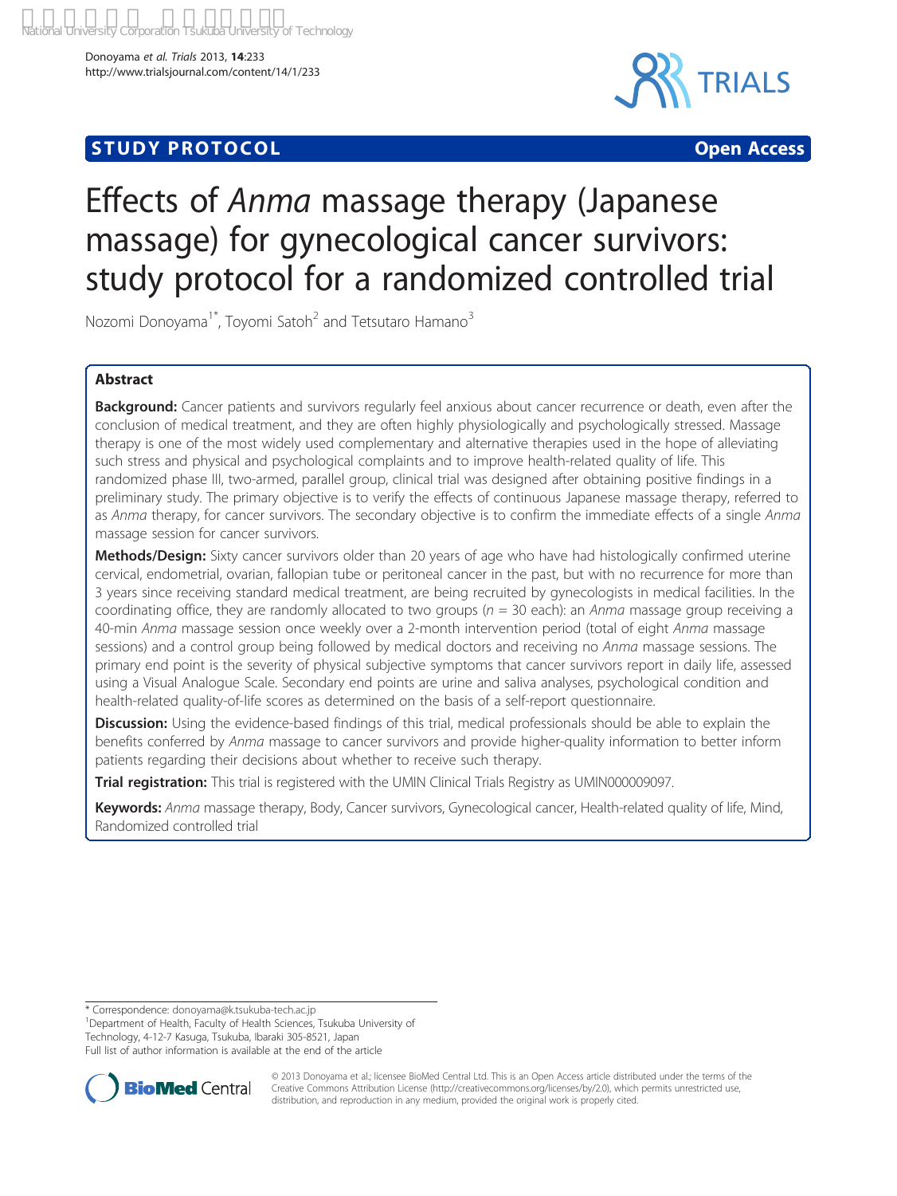STUDY PROTOCOL Open Access

# Effects of *Anma* massage therapy (Japanese massage) for gynecological cancer survivors: study protocol for a randomized controlled trial

Nozomi Donoyama[1*], Toyomi Satoh[2] and Tetsutaro Hamano[3]

## Abstract

**Background:** Cancer patients and survivors regularly feel anxious about cancer recurrence or death, even after the conclusion of medical treatment, and they are often highly physiologically and psychologically stressed. Massage therapy is one of the most widely used complementary and alternative therapies used in the hope of alleviating such stress and physical and psychological complaints and to improve health-related quality of life. This randomized phase III, two-armed, parallel group, clinical trial was designed after obtaining positive findings in a preliminary study. The primary objective is to verify the effects of continuous Japanese massage therapy, referred to as *Anma* therapy, for cancer survivors. The secondary objective is to confirm the immediate effects of a single *Anma* massage session for cancer survivors.

**Methods/Design:** Sixty cancer survivors older than 20 years of age who have had histologically confirmed uterine cervical, endometrial, ovarian, fallopian tube or peritoneal cancer in the past, but with no recurrence for more than 3 years since receiving standard medical treatment, are being recruited by gynecologists in medical facilities. In the coordinating office, they are randomly allocated to two groups ($n$ = 30 each): an *Anma* massage group receiving a 40-min *Anma* massage session once weekly over a 2-month intervention period (total of eight *Anma* massage sessions) and a control group being followed by medical doctors and receiving no *Anma* massage sessions. The primary end point is the severity of physical subjective symptoms that cancer survivors report in daily life, assessed using a Visual Analogue Scale. Secondary end points are urine and saliva analyses, psychological condition and health-related quality-of-life scores as determined on the basis of a self-report questionnaire.

**Discussion:** Using the evidence-based findings of this trial, medical professionals should be able to explain the benefits conferred by *Anma* massage to cancer survivors and provide higher-quality information to better inform patients regarding their decisions about whether to receive such therapy.

**Trial registration:** This trial is registered with the UMIN Clinical Trials Registry as UMIN000009097.

**Keywords:** *Anma* massage therapy, Body, Cancer survivors, Gynecological cancer, Health-related quality of life, Mind, Randomized controlled trial

\* Correspondence: donoyama@k.tsukuba-tech.ac.jp
[1]Department of Health, Faculty of Health Sciences, Tsukuba University of Technology, 4-12-7 Kasuga, Tsukuba, Ibaraki 305-8521, Japan
Full list of author information is available at the end of the article

© 2013 Donoyama et al.; licensee BioMed Central Ltd. This is an Open Access article distributed under the terms of the Creative Commons Attribution License (http://creativecommons.org/licenses/by/2.0), which permits unrestricted use, distribution, and reproduction in any medium, provided the original work is properly cited.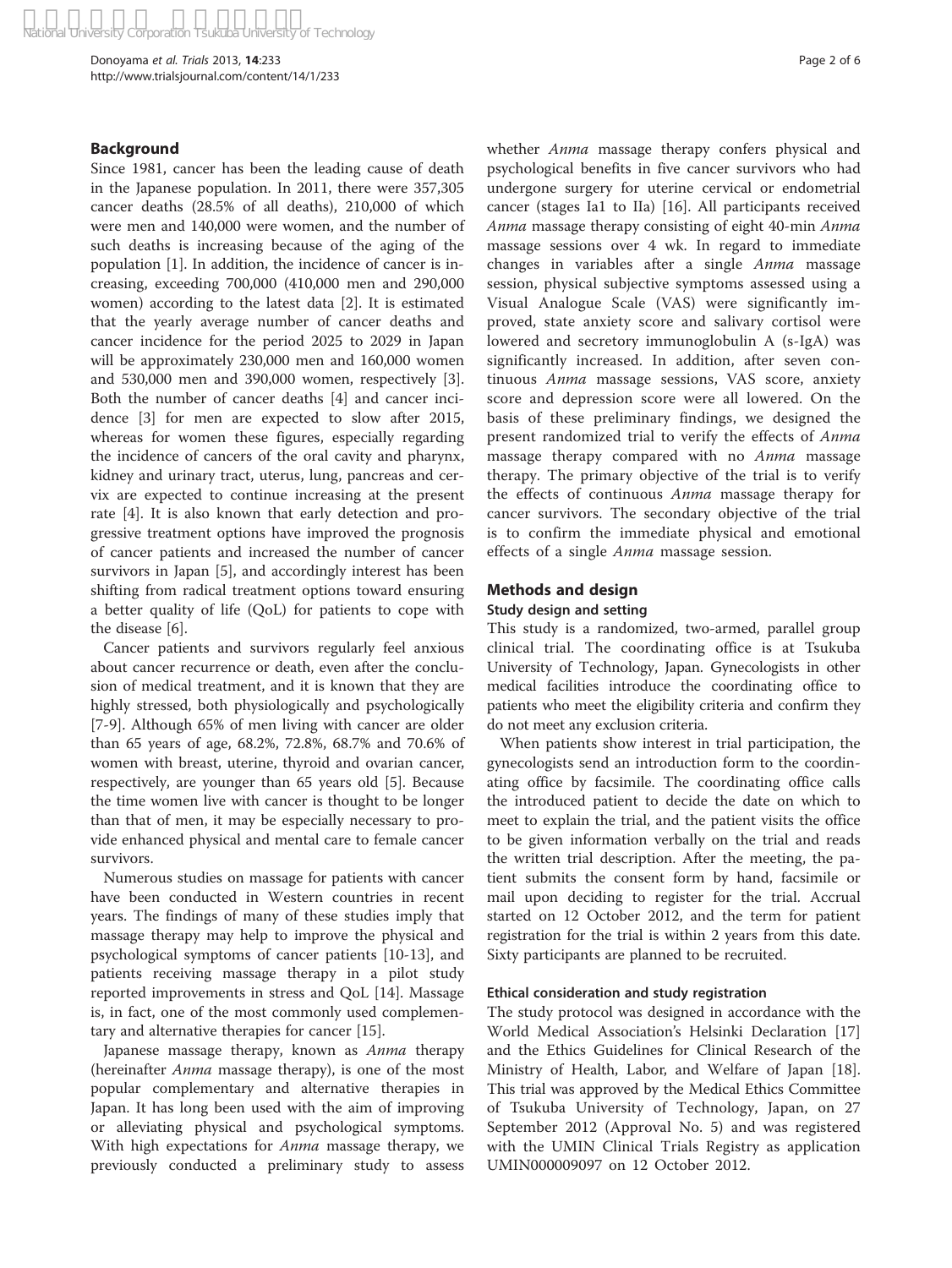## Background

Since 1981, cancer has been the leading cause of death in the Japanese population. In 2011, there were 357,305 cancer deaths (28.5% of all deaths), 210,000 of which were men and 140,000 were women, and the number of such deaths is increasing because of the aging of the population [1]. In addition, the incidence of cancer is increasing, exceeding 700,000 (410,000 men and 290,000 women) according to the latest data [2]. It is estimated that the yearly average number of cancer deaths and cancer incidence for the period 2025 to 2029 in Japan will be approximately 230,000 men and 160,000 women and 530,000 men and 390,000 women, respectively [3]. Both the number of cancer deaths [4] and cancer incidence [3] for men are expected to slow after 2015, whereas for women these figures, especially regarding the incidence of cancers of the oral cavity and pharynx, kidney and urinary tract, uterus, lung, pancreas and cervix are expected to continue increasing at the present rate [4]. It is also known that early detection and progressive treatment options have improved the prognosis of cancer patients and increased the number of cancer survivors in Japan [5], and accordingly interest has been shifting from radical treatment options toward ensuring a better quality of life (QoL) for patients to cope with the disease [6].

Cancer patients and survivors regularly feel anxious about cancer recurrence or death, even after the conclusion of medical treatment, and it is known that they are highly stressed, both physiologically and psychologically [7-9]. Although 65% of men living with cancer are older than 65 years of age, 68.2%, 72.8%, 68.7% and 70.6% of women with breast, uterine, thyroid and ovarian cancer, respectively, are younger than 65 years old [5]. Because the time women live with cancer is thought to be longer than that of men, it may be especially necessary to provide enhanced physical and mental care to female cancer survivors.

Numerous studies on massage for patients with cancer have been conducted in Western countries in recent years. The findings of many of these studies imply that massage therapy may help to improve the physical and psychological symptoms of cancer patients [10-13], and patients receiving massage therapy in a pilot study reported improvements in stress and QoL [14]. Massage is, in fact, one of the most commonly used complementary and alternative therapies for cancer [15].

Japanese massage therapy, known as *Anma* therapy (hereinafter *Anma* massage therapy), is one of the most popular complementary and alternative therapies in Japan. It has long been used with the aim of improving or alleviating physical and psychological symptoms. With high expectations for *Anma* massage therapy, we previously conducted a preliminary study to assess whether *Anma* massage therapy confers physical and psychological benefits in five cancer survivors who had undergone surgery for uterine cervical or endometrial cancer (stages Ia1 to IIa) [16]. All participants received *Anma* massage therapy consisting of eight 40-min *Anma* massage sessions over 4 wk. In regard to immediate changes in variables after a single *Anma* massage session, physical subjective symptoms assessed using a Visual Analogue Scale (VAS) were significantly improved, state anxiety score and salivary cortisol were lowered and secretory immunoglobulin A (s-IgA) was significantly increased. In addition, after seven continuous *Anma* massage sessions, VAS score, anxiety score and depression score were all lowered. On the basis of these preliminary findings, we designed the present randomized trial to verify the effects of *Anma* massage therapy compared with no *Anma* massage therapy. The primary objective of the trial is to verify the effects of continuous *Anma* massage therapy for cancer survivors. The secondary objective of the trial is to confirm the immediate physical and emotional effects of a single *Anma* massage session.

## Methods and design

### Study design and setting

This study is a randomized, two-armed, parallel group clinical trial. The coordinating office is at Tsukuba University of Technology, Japan. Gynecologists in other medical facilities introduce the coordinating office to patients who meet the eligibility criteria and confirm they do not meet any exclusion criteria.

When patients show interest in trial participation, the gynecologists send an introduction form to the coordinating office by facsimile. The coordinating office calls the introduced patient to decide the date on which to meet to explain the trial, and the patient visits the office to be given information verbally on the trial and reads the written trial description. After the meeting, the patient submits the consent form by hand, facsimile or mail upon deciding to register for the trial. Accrual started on 12 October 2012, and the term for patient registration for the trial is within 2 years from this date. Sixty participants are planned to be recruited.

### Ethical consideration and study registration

The study protocol was designed in accordance with the World Medical Association's Helsinki Declaration [17] and the Ethics Guidelines for Clinical Research of the Ministry of Health, Labor, and Welfare of Japan [18]. This trial was approved by the Medical Ethics Committee of Tsukuba University of Technology, Japan, on 27 September 2012 (Approval No. 5) and was registered with the UMIN Clinical Trials Registry as application UMIN000009097 on 12 October 2012.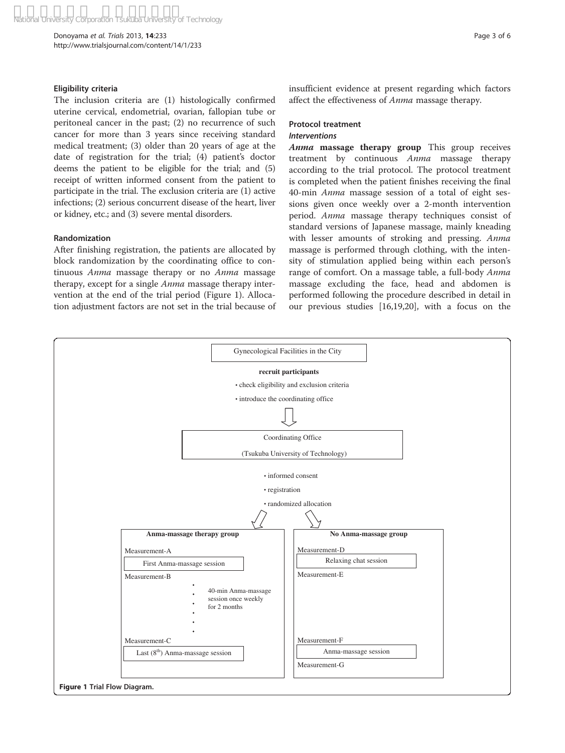### Eligibility criteria

The inclusion criteria are (1) histologically confirmed uterine cervical, endometrial, ovarian, fallopian tube or peritoneal cancer in the past; (2) no recurrence of such cancer for more than 3 years since receiving standard medical treatment; (3) older than 20 years of age at the date of registration for the trial; (4) patient's doctor deems the patient to be eligible for the trial; and (5) receipt of written informed consent from the patient to participate in the trial. The exclusion criteria are (1) active infections; (2) serious concurrent disease of the heart, liver or kidney, etc.; and (3) severe mental disorders.

### Randomization

After finishing registration, the patients are allocated by block randomization by the coordinating office to continuous *Anma* massage therapy or no *Anma* massage therapy, except for a single *Anma* massage therapy intervention at the end of the trial period (Figure 1). Allocation adjustment factors are not set in the trial because of insufficient evidence at present regarding which factors affect the effectiveness of *Anma* massage therapy.

### Protocol treatment

#### *Interventions*

***Anma* massage therapy group** This group receives treatment by continuous *Anma* massage therapy according to the trial protocol. The protocol treatment is completed when the patient finishes receiving the final 40-min *Anma* massage session of a total of eight sessions given once weekly over a 2-month intervention period. *Anma* massage therapy techniques consist of standard versions of Japanese massage, mainly kneading with lesser amounts of stroking and pressing. *Anma* massage is performed through clothing, with the intensity of stimulation applied being within each person's range of comfort. On a massage table, a full-body *Anma* massage excluding the face, head and abdomen is performed following the procedure described in detail in our previous studies [16,19,20], with a focus on the

Gynecological Facilities in the City

**recruit participants**

- check eligibility and exclusion criteria
- introduce the coordinating office

Coordinating Office

(Tsukuba University of Technology)

- informed consent
- registration
- randomized allocation

**Anma-massage therapy group**

Measurement-A

First Anma-massage session

Measurement-B

40-min Anma-massage session once weekly for 2 months

Measurement-C

Last (8th) Anma-massage session

**No Anma-massage group**

Measurement-D

Relaxing chat session

Measurement-E

Measurement-F

Anma-massage session

Measurement-G

**Figure 1** Trial Flow Diagram.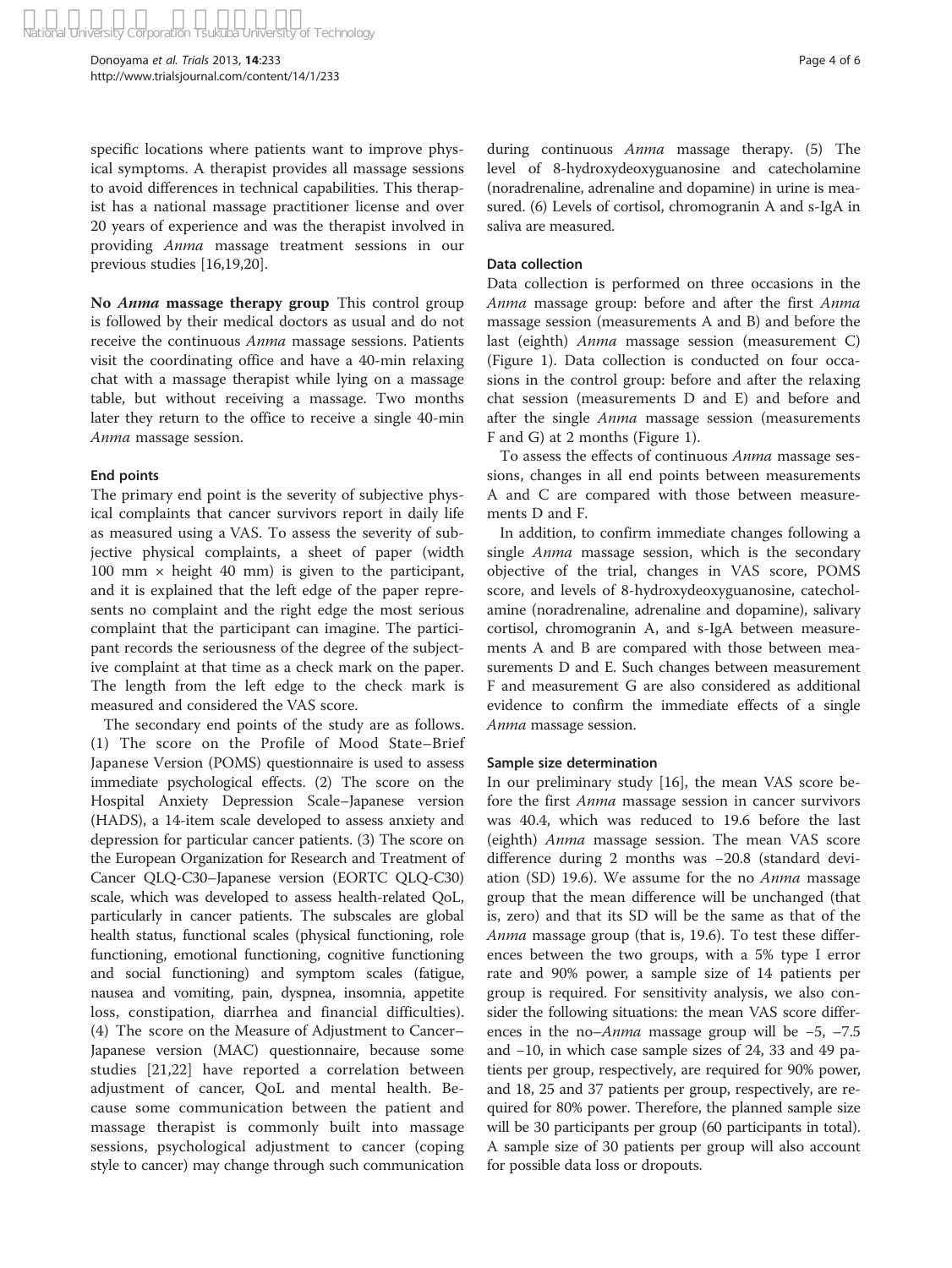specific locations where patients want to improve physical symptoms. A therapist provides all massage sessions to avoid differences in technical capabilities. This therapist has a national massage practitioner license and over 20 years of experience and was the therapist involved in providing *Anma* massage treatment sessions in our previous studies [16,19,20].

**No *Anma* massage therapy group** This control group is followed by their medical doctors as usual and do not receive the continuous *Anma* massage sessions. Patients visit the coordinating office and have a 40-min relaxing chat with a massage therapist while lying on a massage table, but without receiving a massage. Two months later they return to the office to receive a single 40-min *Anma* massage session.

#### End points

The primary end point is the severity of subjective physical complaints that cancer survivors report in daily life as measured using a VAS. To assess the severity of subjective physical complaints, a sheet of paper (width 100 mm × height 40 mm) is given to the participant, and it is explained that the left edge of the paper represents no complaint and the right edge the most serious complaint that the participant can imagine. The participant records the seriousness of the degree of the subjective complaint at that time as a check mark on the paper. The length from the left edge to the check mark is measured and considered the VAS score.

The secondary end points of the study are as follows. (1) The score on the Profile of Mood State–Brief Japanese Version (POMS) questionnaire is used to assess immediate psychological effects. (2) The score on the Hospital Anxiety Depression Scale–Japanese version (HADS), a 14-item scale developed to assess anxiety and depression for particular cancer patients. (3) The score on the European Organization for Research and Treatment of Cancer QLQ-C30–Japanese version (EORTC QLQ-C30) scale, which was developed to assess health-related QoL, particularly in cancer patients. The subscales are global health status, functional scales (physical functioning, role functioning, emotional functioning, cognitive functioning and social functioning) and symptom scales (fatigue, nausea and vomiting, pain, dyspnea, insomnia, appetite loss, constipation, diarrhea and financial difficulties). (4) The score on the Measure of Adjustment to Cancer–Japanese version (MAC) questionnaire, because some studies [21,22] have reported a correlation between adjustment of cancer, QoL and mental health. Because some communication between the patient and massage therapist is commonly built into massage sessions, psychological adjustment to cancer (coping style to cancer) may change through such communication during continuous *Anma* massage therapy. (5) The level of 8-hydroxydeoxyguanosine and catecholamine (noradrenaline, adrenaline and dopamine) in urine is measured. (6) Levels of cortisol, chromogranin A and s-IgA in saliva are measured.

#### Data collection

Data collection is performed on three occasions in the *Anma* massage group: before and after the first *Anma* massage session (measurements A and B) and before the last (eighth) *Anma* massage session (measurement C) (Figure 1). Data collection is conducted on four occasions in the control group: before and after the relaxing chat session (measurements D and E) and before and after the single *Anma* massage session (measurements F and G) at 2 months (Figure 1).

To assess the effects of continuous *Anma* massage sessions, changes in all end points between measurements A and C are compared with those between measurements D and F.

In addition, to confirm immediate changes following a single *Anma* massage session, which is the secondary objective of the trial, changes in VAS score, POMS score, and levels of 8-hydroxydeoxyguanosine, catecholamine (noradrenaline, adrenaline and dopamine), salivary cortisol, chromogranin A, and s-IgA between measurements A and B are compared with those between measurements D and E. Such changes between measurement F and measurement G are also considered as additional evidence to confirm the immediate effects of a single *Anma* massage session.

#### Sample size determination

In our preliminary study [16], the mean VAS score before the first *Anma* massage session in cancer survivors was 40.4, which was reduced to 19.6 before the last (eighth) *Anma* massage session. The mean VAS score difference during 2 months was −20.8 (standard deviation (SD) 19.6). We assume for the no *Anma* massage group that the mean difference will be unchanged (that is, zero) and that its SD will be the same as that of the *Anma* massage group (that is, 19.6). To test these differences between the two groups, with a 5% type I error rate and 90% power, a sample size of 14 patients per group is required. For sensitivity analysis, we also consider the following situations: the mean VAS score differences in the no–*Anma* massage group will be −5, −7.5 and −10, in which case sample sizes of 24, 33 and 49 patients per group, respectively, are required for 90% power, and 18, 25 and 37 patients per group, respectively, are required for 80% power. Therefore, the planned sample size will be 30 participants per group (60 participants in total). A sample size of 30 patients per group will also account for possible data loss or dropouts.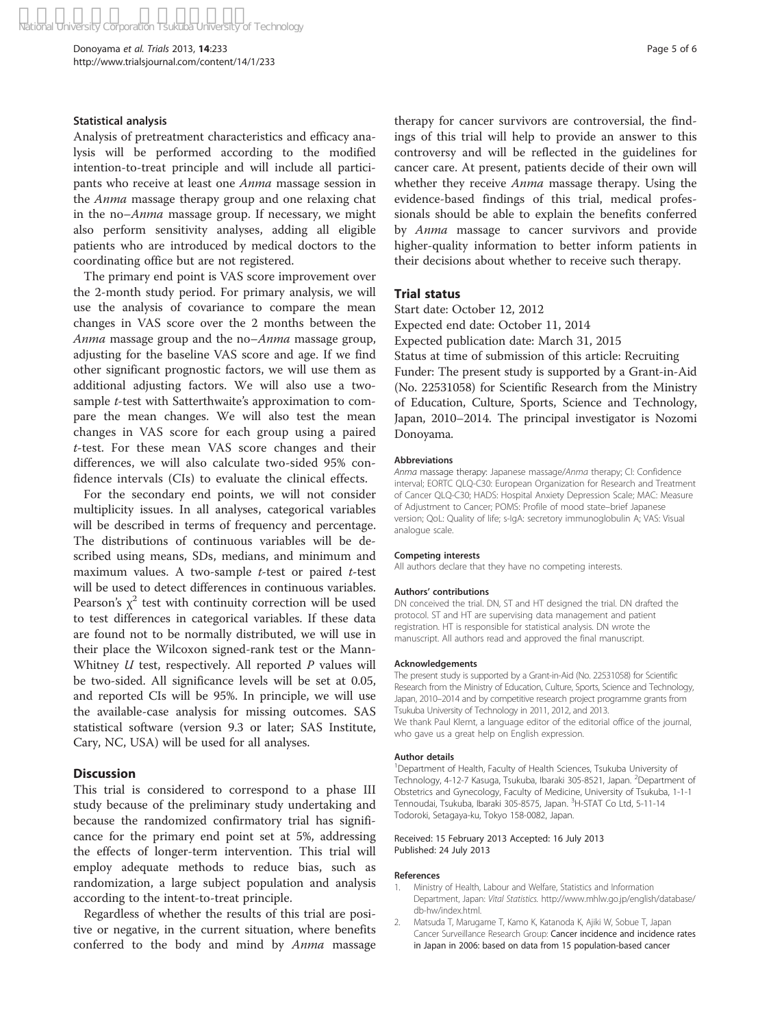### Statistical analysis

Analysis of pretreatment characteristics and efficacy analysis will be performed according to the modified intention-to-treat principle and will include all participants who receive at least one *Anma* massage session in the *Anma* massage therapy group and one relaxing chat in the no–*Anma* massage group. If necessary, we might also perform sensitivity analyses, adding all eligible patients who are introduced by medical doctors to the coordinating office but are not registered.

The primary end point is VAS score improvement over the 2-month study period. For primary analysis, we will use the analysis of covariance to compare the mean changes in VAS score over the 2 months between the *Anma* massage group and the no–*Anma* massage group, adjusting for the baseline VAS score and age. If we find other significant prognostic factors, we will use them as additional adjusting factors. We will also use a two-sample *t*-test with Satterthwaite's approximation to compare the mean changes. We will also test the mean changes in VAS score for each group using a paired *t*-test. For these mean VAS score changes and their differences, we will also calculate two-sided 95% confidence intervals (CIs) to evaluate the clinical effects.

For the secondary end points, we will not consider multiplicity issues. In all analyses, categorical variables will be described in terms of frequency and percentage. The distributions of continuous variables will be described using means, SDs, medians, and minimum and maximum values. A two-sample *t*-test or paired *t*-test will be used to detect differences in continuous variables. Pearson's $\chi^2$ test with continuity correction will be used to test differences in categorical variables. If these data are found not to be normally distributed, we will use in their place the Wilcoxon signed-rank test or the Mann-Whitney *U* test, respectively. All reported *P* values will be two-sided. All significance levels will be set at 0.05, and reported CIs will be 95%. In principle, we will use the available-case analysis for missing outcomes. SAS statistical software (version 9.3 or later; SAS Institute, Cary, NC, USA) will be used for all analyses.

## Discussion

This trial is considered to correspond to a phase III study because of the preliminary study undertaking and because the randomized confirmatory trial has significance for the primary end point set at 5%, addressing the effects of longer-term intervention. This trial will employ adequate methods to reduce bias, such as randomization, a large subject population and analysis according to the intent-to-treat principle.

Regardless of whether the results of this trial are positive or negative, in the current situation, where benefits conferred to the body and mind by *Anma* massage therapy for cancer survivors are controversial, the findings of this trial will help to provide an answer to this controversy and will be reflected in the guidelines for cancer care. At present, patients decide of their own will whether they receive *Anma* massage therapy. Using the evidence-based findings of this trial, medical professionals should be able to explain the benefits conferred by *Anma* massage to cancer survivors and provide higher-quality information to better inform patients in their decisions about whether to receive such therapy.

## Trial status

Start date: October 12, 2012
Expected end date: October 11, 2014
Expected publication date: March 31, 2015
Status at time of submission of this article: Recruiting
Funder: The present study is supported by a Grant-in-Aid (No. 22531058) for Scientific Research from the Ministry of Education, Culture, Sports, Science and Technology, Japan, 2010–2014. The principal investigator is Nozomi Donoyama.

#### Abbreviations

*Anma* massage therapy: Japanese massage/*Anma* therapy; CI: Confidence interval; EORTC QLQ-C30: European Organization for Research and Treatment of Cancer QLQ-C30; HADS: Hospital Anxiety Depression Scale; MAC: Measure of Adjustment to Cancer; POMS: Profile of mood state–brief Japanese version; QoL: Quality of life; s-IgA: secretory immunoglobulin A; VAS: Visual analogue scale.

#### Competing interests

All authors declare that they have no competing interests.

#### Authors' contributions

DN conceived the trial. DN, ST and HT designed the trial. DN drafted the protocol. ST and HT are supervising data management and patient registration. HT is responsible for statistical analysis. DN wrote the manuscript. All authors read and approved the final manuscript.

#### Acknowledgements

The present study is supported by a Grant-in-Aid (No. 22531058) for Scientific Research from the Ministry of Education, Culture, Sports, Science and Technology, Japan, 2010–2014 and by competitive research project programme grants from Tsukuba University of Technology in 2011, 2012, and 2013.
We thank Paul Klemt, a language editor of the editorial office of the journal, who gave us a great help on English expression.

#### Author details

[1]Department of Health, Faculty of Health Sciences, Tsukuba University of Technology, 4-12-7 Kasuga, Tsukuba, Ibaraki 305-8521, Japan. [2]Department of Obstetrics and Gynecology, Faculty of Medicine, University of Tsukuba, 1-1-1 Tennoudai, Tsukuba, Ibaraki 305-8575, Japan. [3]H-STAT Co Ltd, 5-11-14 Todoroki, Setagaya-ku, Tokyo 158-0082, Japan.

Received: 15 February 2013 Accepted: 16 July 2013
Published: 24 July 2013

#### References

1. Ministry of Health, Labour and Welfare, Statistics and Information Department, Japan: *Vital Statistics*. http://www.mhlw.go.jp/english/database/db-hw/index.html.
2. Matsuda T, Marugame T, Kamo K, Katanoda K, Ajiki W, Sobue T, Japan Cancer Surveillance Research Group: Cancer incidence and incidence rates in Japan in 2006: based on data from 15 population-based cancer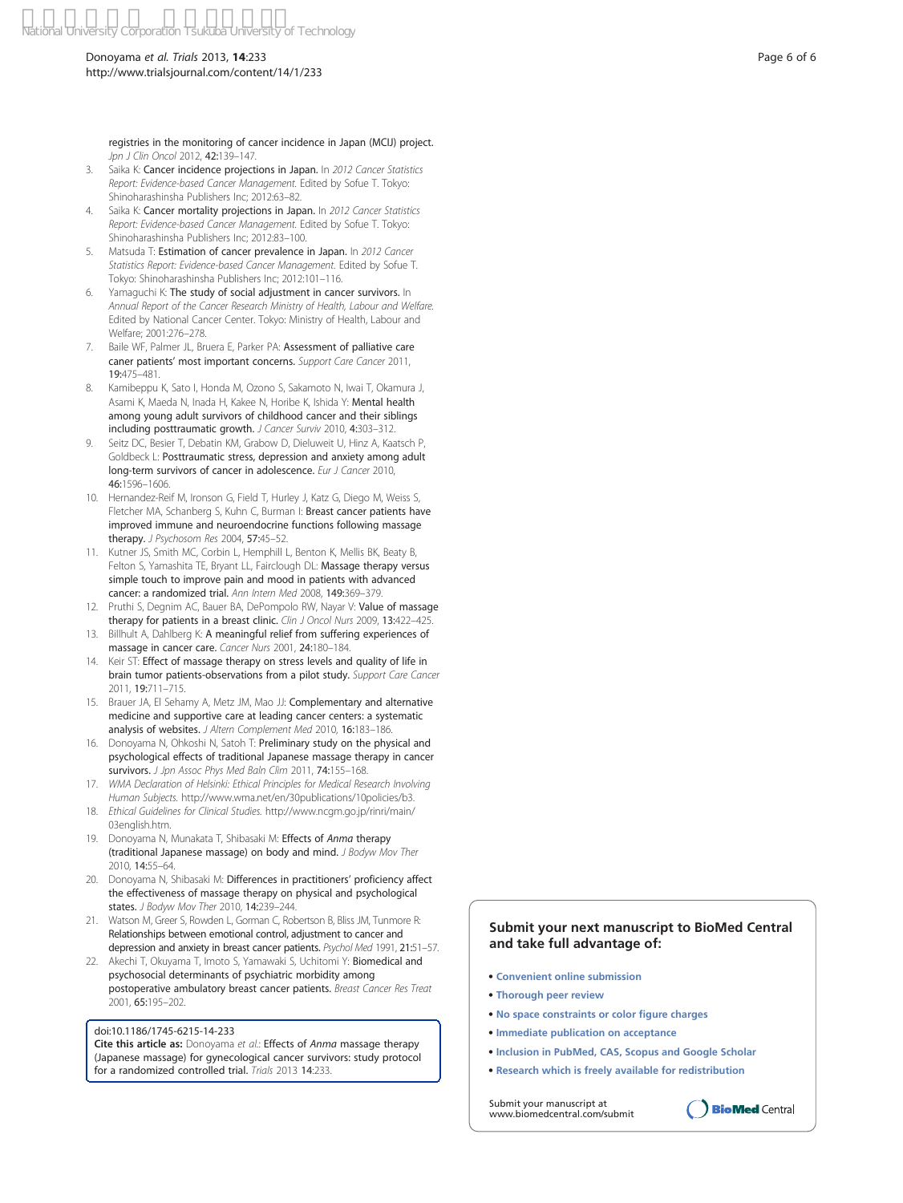registries in the monitoring of cancer incidence in Japan (MCIJ) project. *Jpn J Clin Oncol* 2012, **42**:139–147.

3. Saika K: **Cancer incidence projections in Japan.** In *2012 Cancer Statistics Report: Evidence-based Cancer Management.* Edited by Sofue T. Tokyo: Shinoharashinsha Publishers Inc; 2012:63–82.
4. Saika K: **Cancer mortality projections in Japan.** In *2012 Cancer Statistics Report: Evidence-based Cancer Management.* Edited by Sofue T. Tokyo: Shinoharashinsha Publishers Inc; 2012:83–100.
5. Matsuda T: **Estimation of cancer prevalence in Japan.** In *2012 Cancer Statistics Report: Evidence-based Cancer Management.* Edited by Sofue T. Tokyo: Shinoharashinsha Publishers Inc; 2012:101–116.
6. Yamaguchi K: **The study of social adjustment in cancer survivors.** In *Annual Report of the Cancer Research Ministry of Health, Labour and Welfare.* Edited by National Cancer Center. Tokyo: Ministry of Health, Labour and Welfare; 2001:276–278.
7. Baile WF, Palmer JL, Bruera E, Parker PA: **Assessment of palliative care caner patients' most important concerns.** *Support Care Cancer* 2011, **19**:475–481.
8. Kamibeppu K, Sato I, Honda M, Ozono S, Sakamoto N, Iwai T, Okamura J, Asami K, Maeda N, Inada H, Kakee N, Horibe K, Ishida Y: **Mental health among young adult survivors of childhood cancer and their siblings including posttraumatic growth.** *J Cancer Surviv* 2010, **4**:303–312.
9. Seitz DC, Besier T, Debatin KM, Grabow D, Dieluweit U, Hinz A, Kaatsch P, Goldbeck L: **Posttraumatic stress, depression and anxiety among adult long-term survivors of cancer in adolescence.** *Eur J Cancer* 2010, **46**:1596–1606.
10. Hernandez-Reif M, Ironson G, Field T, Hurley J, Katz G, Diego M, Weiss S, Fletcher MA, Schanberg S, Kuhn C, Burman I: **Breast cancer patients have improved immune and neuroendocrine functions following massage therapy.** *J Psychosom Res* 2004, **57**:45–52.
11. Kutner JS, Smith MC, Corbin L, Hemphill L, Benton K, Mellis BK, Beaty B, Felton S, Yamashita TE, Bryant LL, Fairclough DL: **Massage therapy versus simple touch to improve pain and mood in patients with advanced cancer: a randomized trial.** *Ann Intern Med* 2008, **149**:369–379.
12. Pruthi S, Degnim AC, Bauer BA, DePompolo RW, Nayar V: **Value of massage therapy for patients in a breast clinic.** *Clin J Oncol Nurs* 2009, **13**:422–425.
13. Billhult A, Dahlberg K: **A meaningful relief from suffering experiences of massage in cancer care.** *Cancer Nurs* 2001, **24**:180–184.
14. Keir ST: **Effect of massage therapy on stress levels and quality of life in brain tumor patients-observations from a pilot study.** *Support Care Cancer* 2011, **19**:711–715.
15. Brauer JA, El Sehamy A, Metz JM, Mao JJ: **Complementary and alternative medicine and supportive care at leading cancer centers: a systematic analysis of websites.** *J Altern Complement Med* 2010, **16**:183–186.
16. Donoyama N, Ohkoshi N, Satoh T: **Preliminary study on the physical and psychological effects of traditional Japanese massage therapy in cancer survivors.** *J Jpn Assoc Phys Med Baln Clim* 2011, **74**:155–168.
17. *WMA Declaration of Helsinki: Ethical Principles for Medical Research Involving Human Subjects.* http://www.wma.net/en/30publications/10policies/b3.
18. *Ethical Guidelines for Clinical Studies.* http://www.ncgm.go.jp/rinri/main/03english.htm.
19. Donoyama N, Munakata T, Shibasaki M: **Effects of *Anma* therapy (traditional Japanese massage) on body and mind.** *J Bodyw Mov Ther* 2010, **14**:55–64.
20. Donoyama N, Shibasaki M: **Differences in practitioners' proficiency affect the effectiveness of massage therapy on physical and psychological states.** *J Bodyw Mov Ther* 2010, **14**:239–244.
21. Watson M, Greer S, Rowden L, Gorman C, Robertson B, Bliss JM, Tunmore R: **Relationships between emotional control, adjustment to cancer and depression and anxiety in breast cancer patients.** *Psychol Med* 1991, **21**:51–57.
22. Akechi T, Okuyama T, Imoto S, Yamawaki S, Uchitomi Y: **Biomedical and psychosocial determinants of psychiatric morbidity among postoperative ambulatory breast cancer patients.** *Breast Cancer Res Treat* 2001, **65**:195–202.

doi:10.1186/1745-6215-14-233
**Cite this article as:** Donoyama *et al.*: Effects of *Anma* massage therapy (Japanese massage) for gynecological cancer survivors: study protocol for a randomized controlled trial. *Trials* 2013 **14**:233.

**Submit your next manuscript to BioMed Central and take full advantage of:**

- **Convenient online submission**
- **Thorough peer review**
- **No space constraints or color figure charges**
- **Immediate publication on acceptance**
- **Inclusion in PubMed, CAS, Scopus and Google Scholar**
- **Research which is freely available for redistribution**

Submit your manuscript at
www.biomedcentral.com/submit